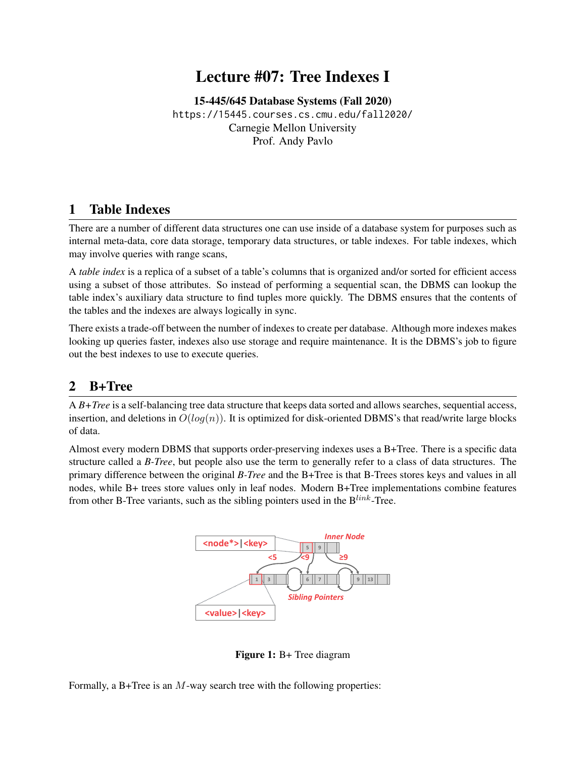# Lecture #07: Tree Indexes I

**15-445/645 Database Systems (Fall 2020)**
https://15445.courses.cs.cmu.edu/fall2020/
Carnegie Mellon University
Prof. Andy Pavlo

## 1 Table Indexes

There are a number of different data structures one can use inside of a database system for purposes such as internal meta-data, core data storage, temporary data structures, or table indexes. For table indexes, which may involve queries with range scans,

A *table index* is a replica of a subset of a table's columns that is organized and/or sorted for efficient access using a subset of those attributes. So instead of performing a sequential scan, the DBMS can lookup the table index's auxiliary data structure to find tuples more quickly. The DBMS ensures that the contents of the tables and the indexes are always logically in sync.

There exists a trade-off between the number of indexes to create per database. Although more indexes makes looking up queries faster, indexes also use storage and require maintenance. It is the DBMS's job to figure out the best indexes to use to execute queries.

## 2 B+Tree

A *B+Tree* is a self-balancing tree data structure that keeps data sorted and allows searches, sequential access, insertion, and deletions in $O(log(n))$. It is optimized for disk-oriented DBMS's that read/write large blocks of data.

Almost every modern DBMS that supports order-preserving indexes uses a B+Tree. There is a specific data structure called a *B-Tree*, but people also use the term to generally refer to a class of data structures. The primary difference between the original *B-Tree* and the B+Tree is that B-Trees stores keys and values in all nodes, while B+ trees store values only in leaf nodes. Modern B+Tree implementations combine features from other B-Tree variants, such as the sibling pointers used in the $B^{link}$-Tree.

Inner Node
<node*>|<key>
5
9
<5
<9
≥9
1
3
6
7
9
13
Sibling Pointers
<value>|<key>

**Figure 1:** B+ Tree diagram

Formally, a B+Tree is an $M$-way search tree with the following properties: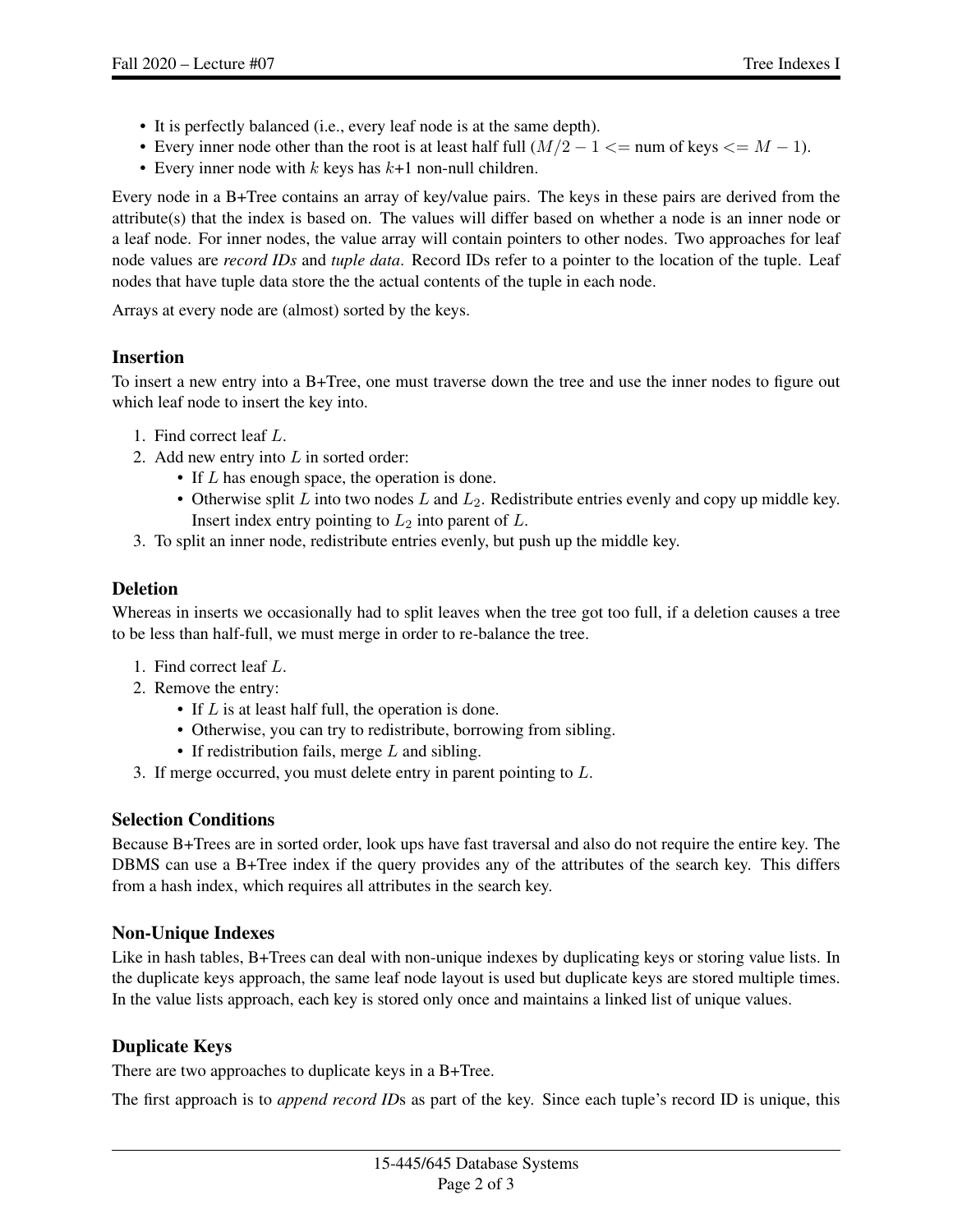- It is perfectly balanced (i.e., every leaf node is at the same depth).
- Every inner node other than the root is at least half full ($M/2 - 1 <=$ num of keys $<= M - 1$).
- Every inner node with $k$ keys has $k$+1 non-null children.

Every node in a B+Tree contains an array of key/value pairs. The keys in these pairs are derived from the attribute(s) that the index is based on. The values will differ based on whether a node is an inner node or a leaf node. For inner nodes, the value array will contain pointers to other nodes. Two approaches for leaf node values are *record IDs* and *tuple data*. Record IDs refer to a pointer to the location of the tuple. Leaf nodes that have tuple data store the the actual contents of the tuple in each node.

Arrays at every node are (almost) sorted by the keys.

### Insertion

To insert a new entry into a B+Tree, one must traverse down the tree and use the inner nodes to figure out which leaf node to insert the key into.

1. Find correct leaf $L$.
2. Add new entry into $L$ in sorted order:
   - If $L$ has enough space, the operation is done.
   - Otherwise split $L$ into two nodes $L$ and $L_2$. Redistribute entries evenly and copy up middle key. Insert index entry pointing to $L_2$ into parent of $L$.
3. To split an inner node, redistribute entries evenly, but push up the middle key.

### Deletion

Whereas in inserts we occasionally had to split leaves when the tree got too full, if a deletion causes a tree to be less than half-full, we must merge in order to re-balance the tree.

1. Find correct leaf $L$.
2. Remove the entry:
   - If $L$ is at least half full, the operation is done.
   - Otherwise, you can try to redistribute, borrowing from sibling.
   - If redistribution fails, merge $L$ and sibling.
3. If merge occurred, you must delete entry in parent pointing to $L$.

### Selection Conditions

Because B+Trees are in sorted order, look ups have fast traversal and also do not require the entire key. The DBMS can use a B+Tree index if the query provides any of the attributes of the search key. This differs from a hash index, which requires all attributes in the search key.

### Non-Unique Indexes

Like in hash tables, B+Trees can deal with non-unique indexes by duplicating keys or storing value lists. In the duplicate keys approach, the same leaf node layout is used but duplicate keys are stored multiple times. In the value lists approach, each key is stored only once and maintains a linked list of unique values.

### Duplicate Keys

There are two approaches to duplicate keys in a B+Tree.

The first approach is to *append record ID*s as part of the key. Since each tuple's record ID is unique, this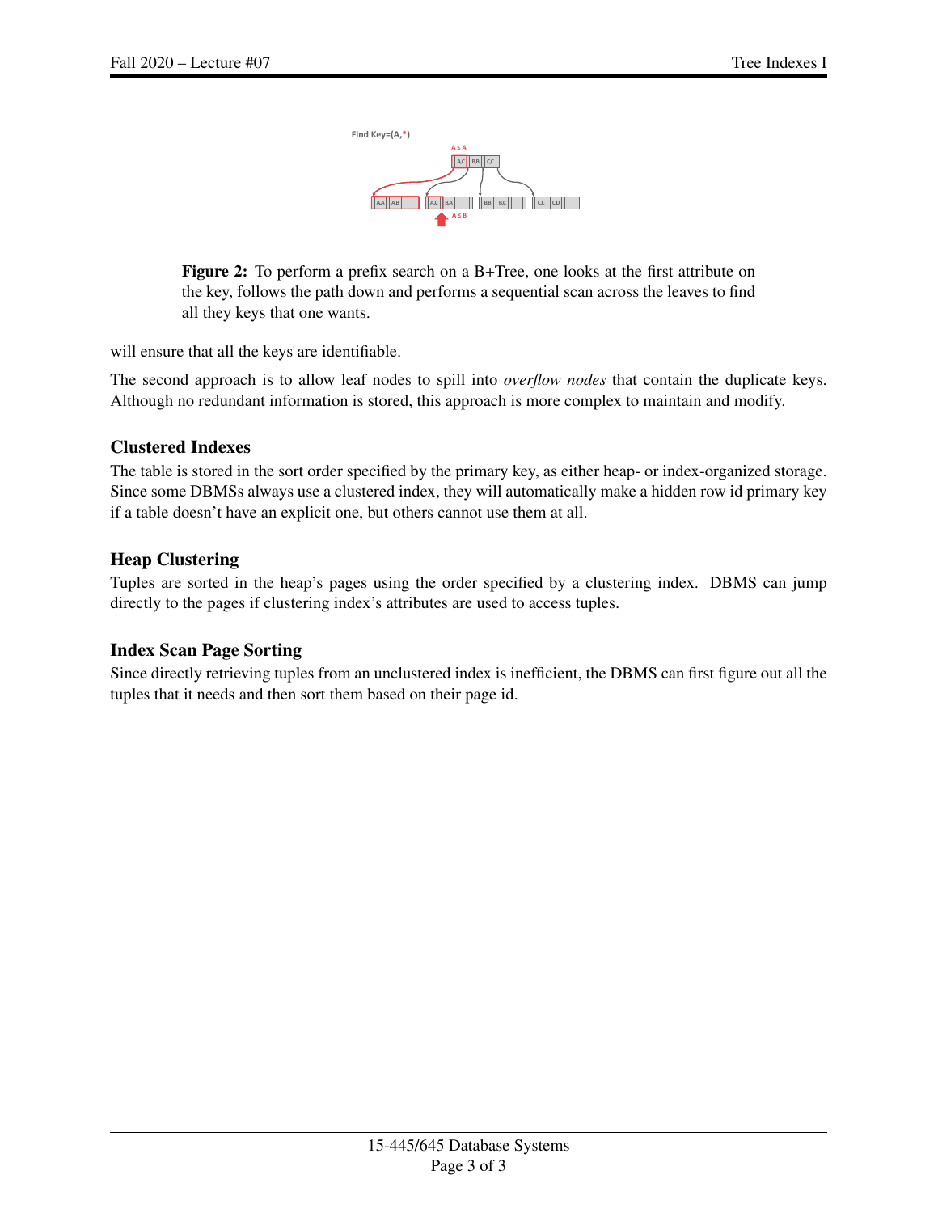Find Key=(A,*)

A ≤ A

A,C | B,B | C,C

A,A | A,B

A,C | B,A

B,B | B,C

C,C | C,D

A ≤ B

**Figure 2:** To perform a prefix search on a B+Tree, one looks at the first attribute on the key, follows the path down and performs a sequential scan across the leaves to find all they keys that one wants.

will ensure that all the keys are identifiable.

The second approach is to allow leaf nodes to spill into *overflow nodes* that contain the duplicate keys. Although no redundant information is stored, this approach is more complex to maintain and modify.

### Clustered Indexes

The table is stored in the sort order specified by the primary key, as either heap- or index-organized storage. Since some DBMSs always use a clustered index, they will automatically make a hidden row id primary key if a table doesn't have an explicit one, but others cannot use them at all.

### Heap Clustering

Tuples are sorted in the heap's pages using the order specified by a clustering index. DBMS can jump directly to the pages if clustering index's attributes are used to access tuples.

### Index Scan Page Sorting

Since directly retrieving tuples from an unclustered index is inefficient, the DBMS can first figure out all the tuples that it needs and then sort them based on their page id.